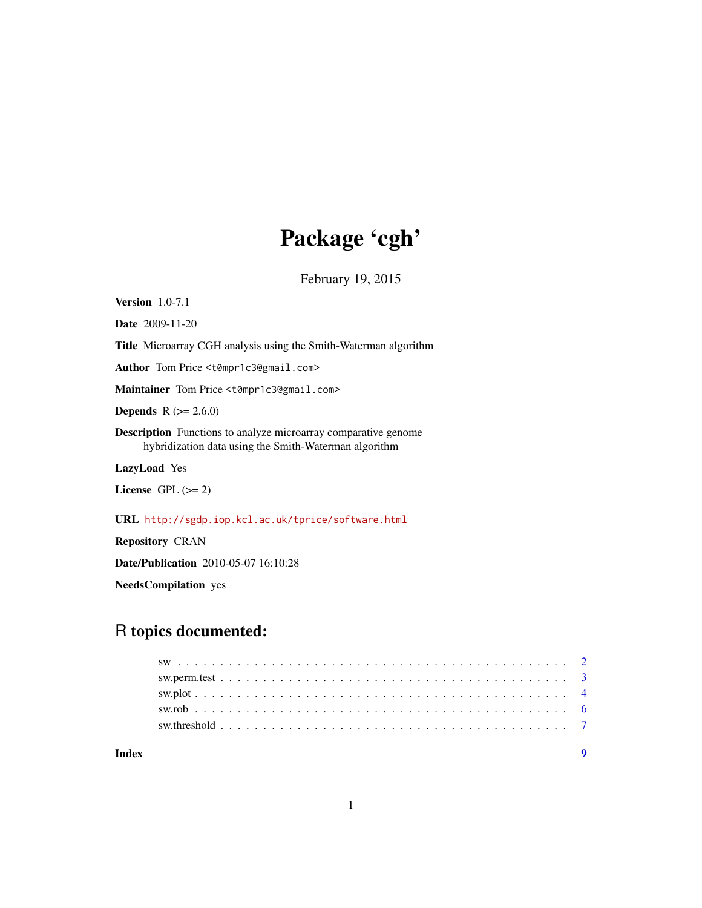# Package 'cgh'

February 19, 2015

**Version** 1.0-7.1

**Date** 2009-11-20

**Title** Microarray CGH analysis using the Smith-Waterman algorithm

**Author** Tom Price <t0mpr1c3@gmail.com>

**Maintainer** Tom Price <t0mpr1c3@gmail.com>

**Depends** R (>= 2.6.0)

**Description** Functions to analyze microarray comparative genome hybridization data using the Smith-Waterman algorithm

**LazyLoad** Yes

**License** GPL (>= 2)

**URL** http://sgdp.iop.kcl.ac.uk/tprice/software.html

**Repository** CRAN

**Date/Publication** 2010-05-07 16:10:28

**NeedsCompilation** yes

## R topics documented:

- sw . . . . . . . . . . . . . . . . . . . . . . . . . . . . . . . . . . . . . . . . . . 2
- sw.perm.test . . . . . . . . . . . . . . . . . . . . . . . . . . . . . . . . . . . . . 3
- sw.plot . . . . . . . . . . . . . . . . . . . . . . . . . . . . . . . . . . . . . . . . 4
- sw.rob . . . . . . . . . . . . . . . . . . . . . . . . . . . . . . . . . . . . . . . . 6
- sw.threshold . . . . . . . . . . . . . . . . . . . . . . . . . . . . . . . . . . . . . 7

**Index** **9**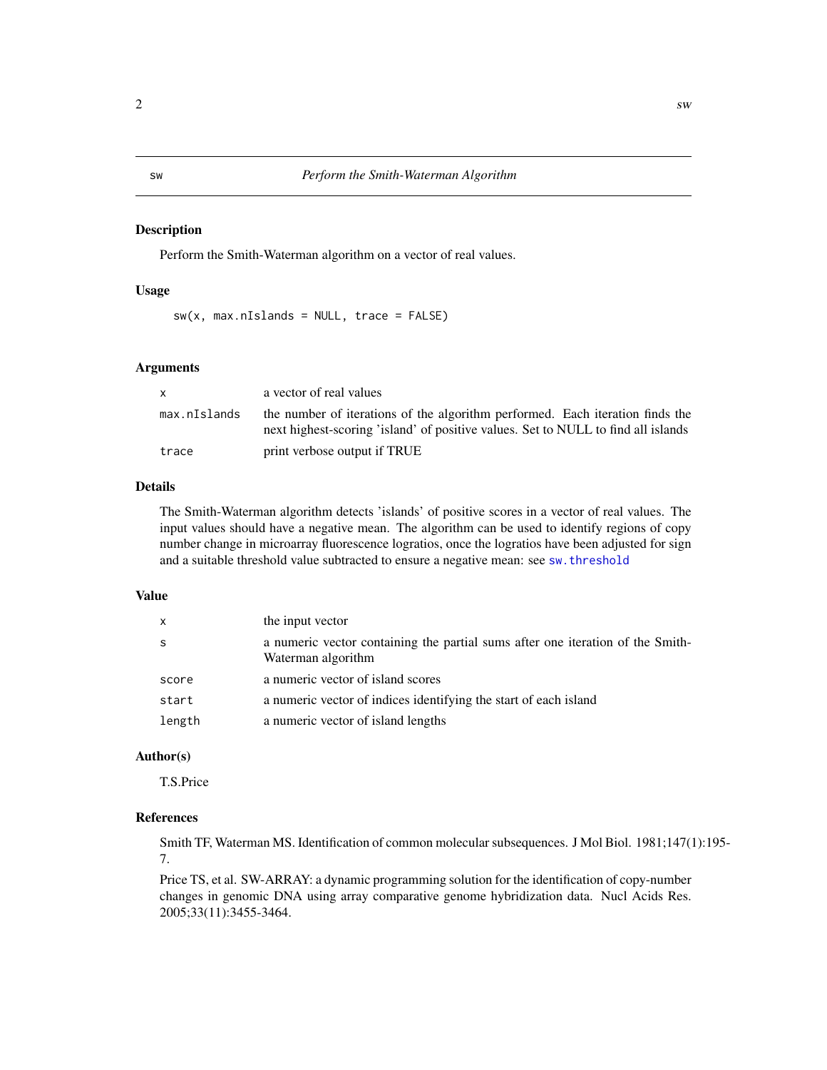# sw — *Perform the Smith-Waterman Algorithm*

## Description

Perform the Smith-Waterman algorithm on a vector of real values.

## Usage

```
sw(x, max.nIslands = NULL, trace = FALSE)
```

## Arguments

| | |
|---|---|
| `x` | a vector of real values |
| `max.nIslands` | the number of iterations of the algorithm performed. Each iteration finds the next highest-scoring 'island' of positive values. Set to NULL to find all islands |
| `trace` | print verbose output if TRUE |

## Details

The Smith-Waterman algorithm detects 'islands' of positive scores in a vector of real values. The input values should have a negative mean. The algorithm can be used to identify regions of copy number change in microarray fluorescence logratios, once the logratios have been adjusted for sign and a suitable threshold value subtracted to ensure a negative mean: see `sw.threshold`

## Value

| | |
|---|---|
| `x` | the input vector |
| `s` | a numeric vector containing the partial sums after one iteration of the Smith-Waterman algorithm |
| `score` | a numeric vector of island scores |
| `start` | a numeric vector of indices identifying the start of each island |
| `length` | a numeric vector of island lengths |

## Author(s)

T.S.Price

## References

Smith TF, Waterman MS. Identification of common molecular subsequences. J Mol Biol. 1981;147(1):195-7.

Price TS, et al. SW-ARRAY: a dynamic programming solution for the identification of copy-number changes in genomic DNA using array comparative genome hybridization data. Nucl Acids Res. 2005;33(11):3455-3464.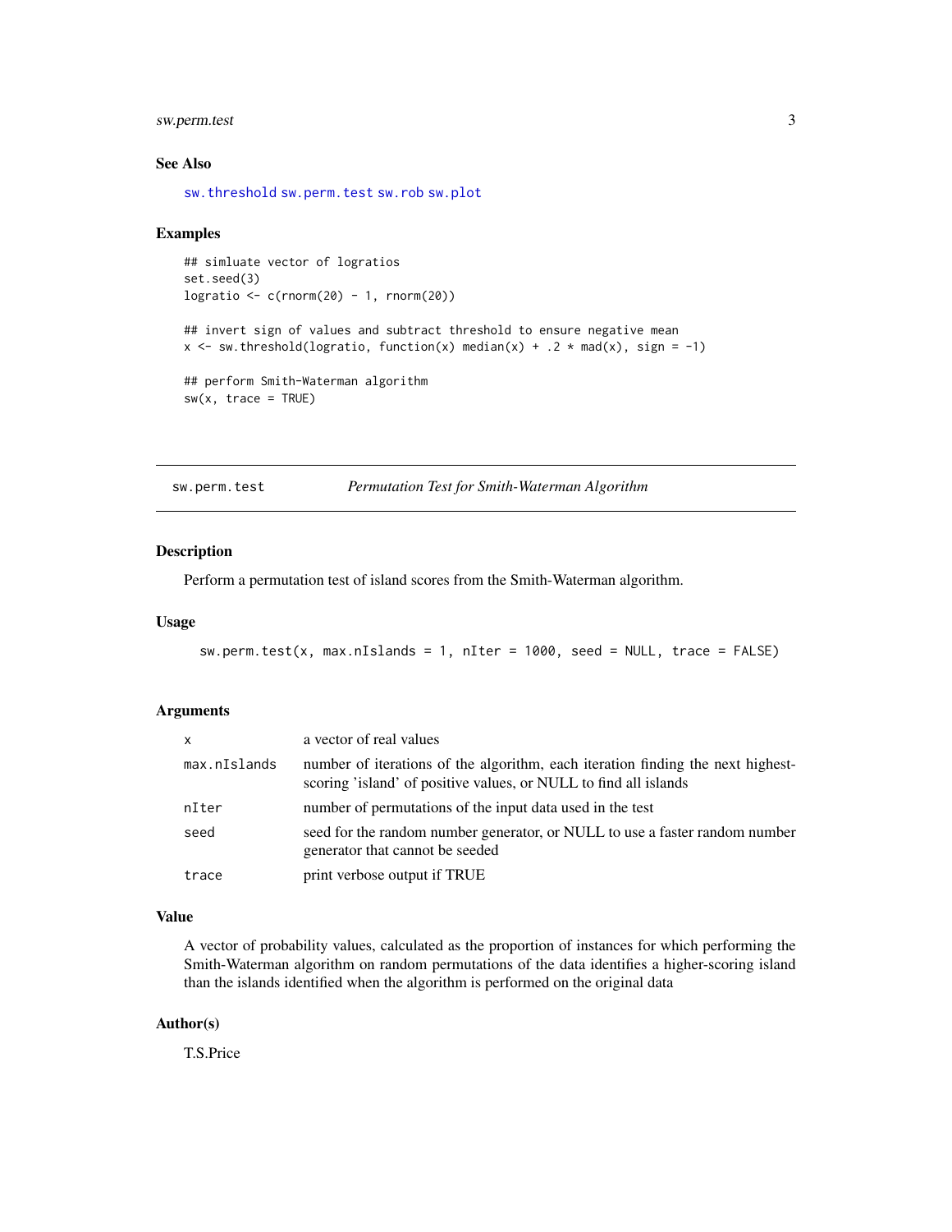### See Also

sw.threshold sw.perm.test sw.rob sw.plot

### Examples

```
## simluate vector of logratios
set.seed(3)
logratio <- c(rnorm(20) - 1, rnorm(20))

## invert sign of values and subtract threshold to ensure negative mean
x <- sw.threshold(logratio, function(x) median(x) + .2 * mad(x), sign = -1)

## perform Smith-Waterman algorithm
sw(x, trace = TRUE)
```

---

## sw.perm.test — *Permutation Test for Smith-Waterman Algorithm*

### Description

Perform a permutation test of island scores from the Smith-Waterman algorithm.

### Usage

```
sw.perm.test(x, max.nIslands = 1, nIter = 1000, seed = NULL, trace = FALSE)
```

### Arguments

| Argument | Description |
|---|---|
| `x` | a vector of real values |
| `max.nIslands` | number of iterations of the algorithm, each iteration finding the next highest-scoring 'island' of positive values, or NULL to find all islands |
| `nIter` | number of permutations of the input data used in the test |
| `seed` | seed for the random number generator, or NULL to use a faster random number generator that cannot be seeded |
| `trace` | print verbose output if TRUE |

### Value

A vector of probability values, calculated as the proportion of instances for which performing the Smith-Waterman algorithm on random permutations of the data identifies a higher-scoring island than the islands identified when the algorithm is performed on the original data

### Author(s)

T.S.Price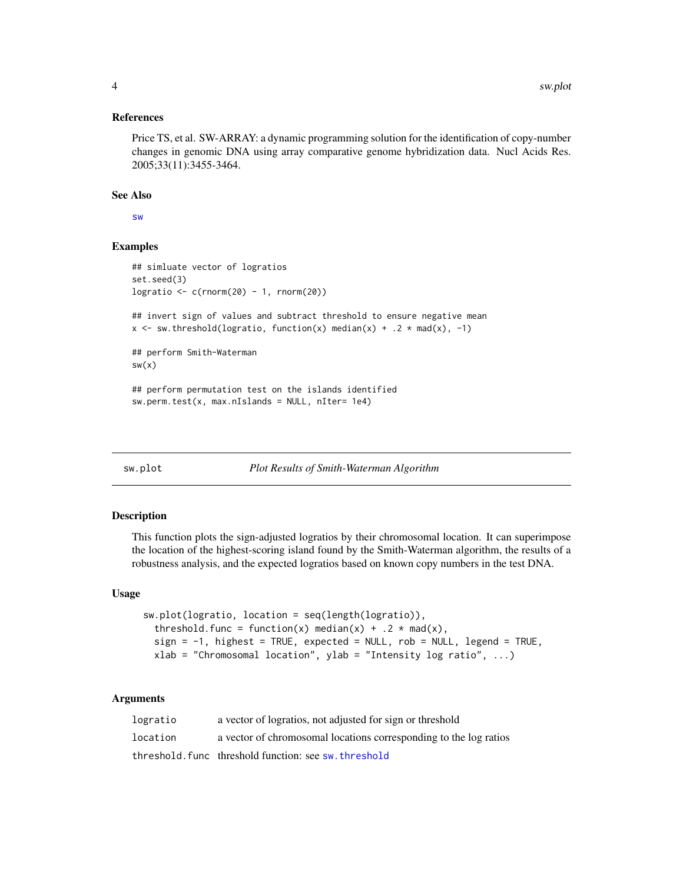### References

Price TS, et al. SW-ARRAY: a dynamic programming solution for the identification of copy-number changes in genomic DNA using array comparative genome hybridization data. Nucl Acids Res. 2005;33(11):3455-3464.

### See Also

sw

### Examples

```
## simluate vector of logratios
set.seed(3)
logratio <- c(rnorm(20) - 1, rnorm(20))

## invert sign of values and subtract threshold to ensure negative mean
x <- sw.threshold(logratio, function(x) median(x) + .2 * mad(x), -1)

## perform Smith-Waterman
sw(x)

## perform permutation test on the islands identified
sw.perm.test(x, max.nIslands = NULL, nIter= 1e4)
```

---

## sw.plot *Plot Results of Smith-Waterman Algorithm*

### Description

This function plots the sign-adjusted logratios by their chromosomal location. It can superimpose the location of the highest-scoring island found by the Smith-Waterman algorithm, the results of a robustness analysis, and the expected logratios based on known copy numbers in the test DNA.

### Usage

```
sw.plot(logratio, location = seq(length(logratio)),
  threshold.func = function(x) median(x) + .2 * mad(x),
  sign = -1, highest = TRUE, expected = NULL, rob = NULL, legend = TRUE,
  xlab = "Chromosomal location", ylab = "Intensity log ratio", ...)
```

### Arguments

| | |
|---|---|
| logratio | a vector of logratios, not adjusted for sign or threshold |
| location | a vector of chromosomal locations corresponding to the log ratios |
| threshold.func | threshold function: see sw.threshold |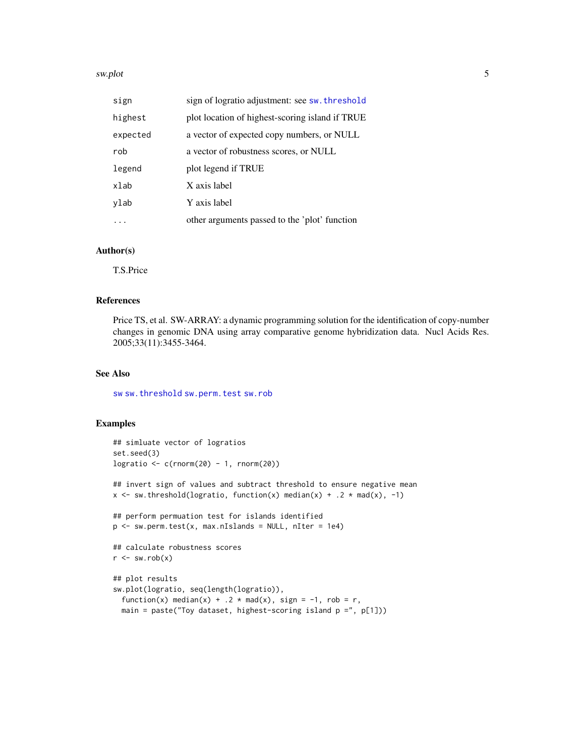| | |
|---|---|
| sign | sign of logratio adjustment: see sw.threshold |
| highest | plot location of highest-scoring island if TRUE |
| expected | a vector of expected copy numbers, or NULL |
| rob | a vector of robustness scores, or NULL |
| legend | plot legend if TRUE |
| xlab | X axis label |
| ylab | Y axis label |
| ... | other arguments passed to the 'plot' function |

### Author(s)

T.S.Price

### References

Price TS, et al. SW-ARRAY: a dynamic programming solution for the identification of copy-number changes in genomic DNA using array comparative genome hybridization data. Nucl Acids Res. 2005;33(11):3455-3464.

### See Also

sw sw.threshold sw.perm.test sw.rob

### Examples

```
## simluate vector of logratios
set.seed(3)
logratio <- c(rnorm(20) - 1, rnorm(20))

## invert sign of values and subtract threshold to ensure negative mean
x <- sw.threshold(logratio, function(x) median(x) + .2 * mad(x), -1)

## perform permuation test for islands identified
p <- sw.perm.test(x, max.nIslands = NULL, nIter = 1e4)

## calculate robustness scores
r <- sw.rob(x)

## plot results
sw.plot(logratio, seq(length(logratio)),
  function(x) median(x) + .2 * mad(x), sign = -1, rob = r,
  main = paste("Toy dataset, highest-scoring island p =", p[1]))
```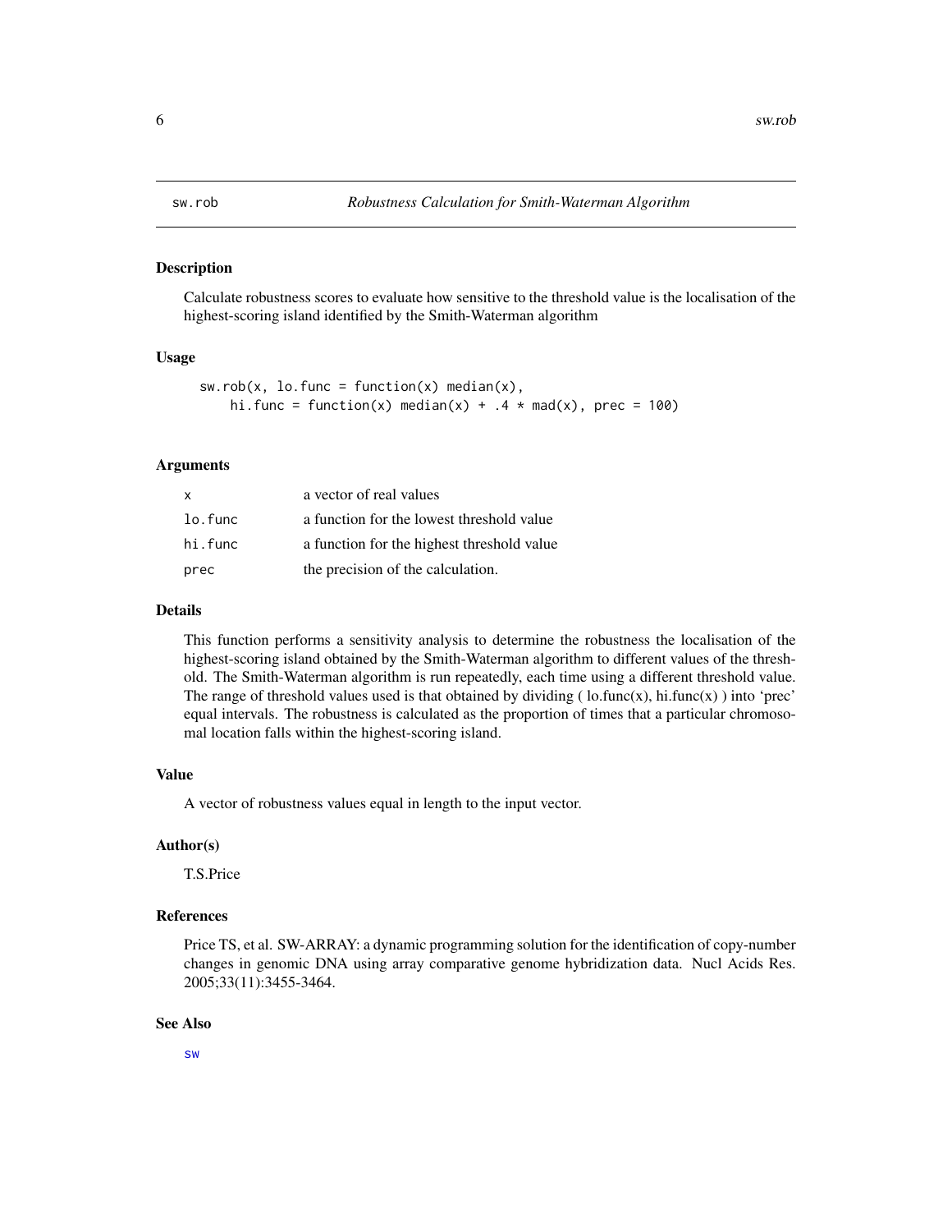## sw.rob — *Robustness Calculation for Smith-Waterman Algorithm*

### Description

Calculate robustness scores to evaluate how sensitive to the threshold value is the localisation of the highest-scoring island identified by the Smith-Waterman algorithm

### Usage

```
sw.rob(x, lo.func = function(x) median(x),
    hi.func = function(x) median(x) + .4 * mad(x), prec = 100)
```

### Arguments

| | |
|---|---|
| x | a vector of real values |
| lo.func | a function for the lowest threshold value |
| hi.func | a function for the highest threshold value |
| prec | the precision of the calculation. |

### Details

This function performs a sensitivity analysis to determine the robustness the localisation of the highest-scoring island obtained by the Smith-Waterman algorithm to different values of the threshold. The Smith-Waterman algorithm is run repeatedly, each time using a different threshold value. The range of threshold values used is that obtained by dividing ( lo.func(x), hi.func(x) ) into 'prec' equal intervals. The robustness is calculated as the proportion of times that a particular chromosomal location falls within the highest-scoring island.

### Value

A vector of robustness values equal in length to the input vector.

### Author(s)

T.S.Price

### References

Price TS, et al. SW-ARRAY: a dynamic programming solution for the identification of copy-number changes in genomic DNA using array comparative genome hybridization data. Nucl Acids Res. 2005;33(11):3455-3464.

### See Also

sw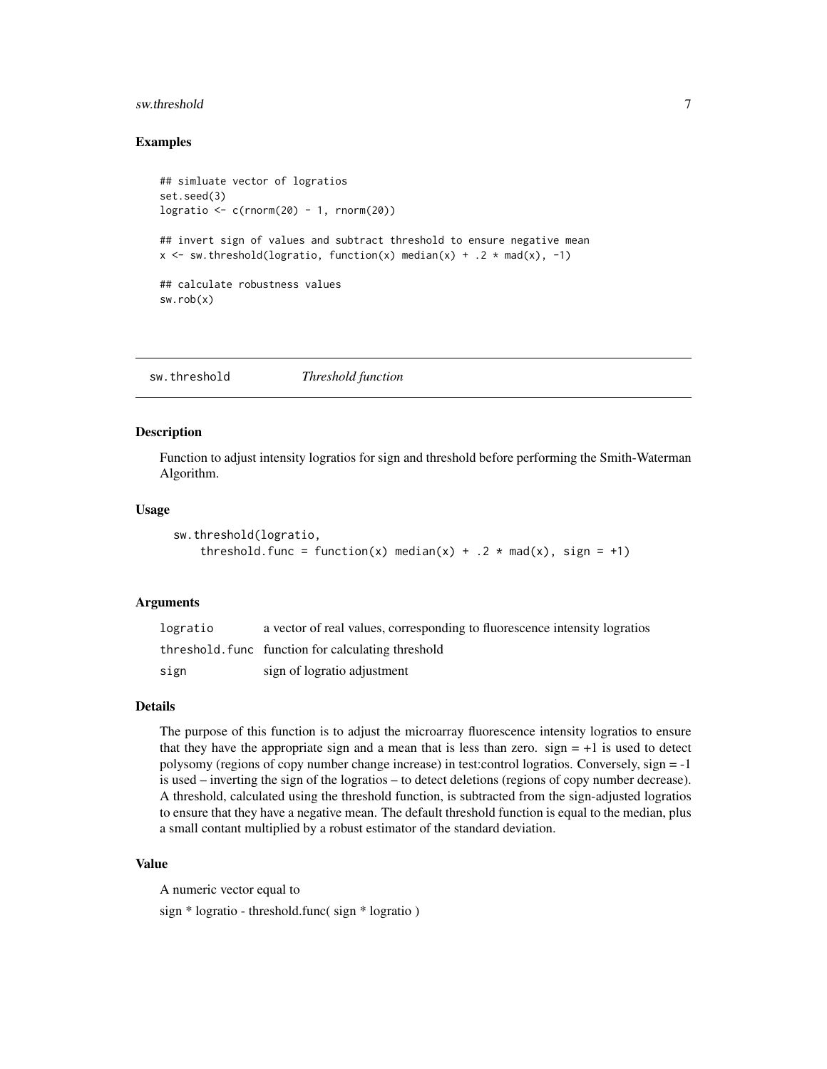### Examples

```
## simluate vector of logratios
set.seed(3)
logratio <- c(rnorm(20) - 1, rnorm(20))

## invert sign of values and subtract threshold to ensure negative mean
x <- sw.threshold(logratio, function(x) median(x) + .2 * mad(x), -1)

## calculate robustness values
sw.rob(x)
```

---

## sw.threshold *Threshold function*

### Description

Function to adjust intensity logratios for sign and threshold before performing the Smith-Waterman Algorithm.

### Usage

```
sw.threshold(logratio,
    threshold.func = function(x) median(x) + .2 * mad(x), sign = +1)
```

### Arguments

| | |
|---|---|
| logratio | a vector of real values, corresponding to fluorescence intensity logratios |
| threshold.func | function for calculating threshold |
| sign | sign of logratio adjustment |

### Details

The purpose of this function is to adjust the microarray fluorescence intensity logratios to ensure that they have the appropriate sign and a mean that is less than zero. sign = +1 is used to detect polysomy (regions of copy number change increase) in test:control logratios. Conversely, sign = -1 is used – inverting the sign of the logratios – to detect deletions (regions of copy number decrease). A threshold, calculated using the threshold function, is subtracted from the sign-adjusted logratios to ensure that they have a negative mean. The default threshold function is equal to the median, plus a small contant multiplied by a robust estimator of the standard deviation.

### Value

A numeric vector equal to

sign * logratio - threshold.func( sign * logratio )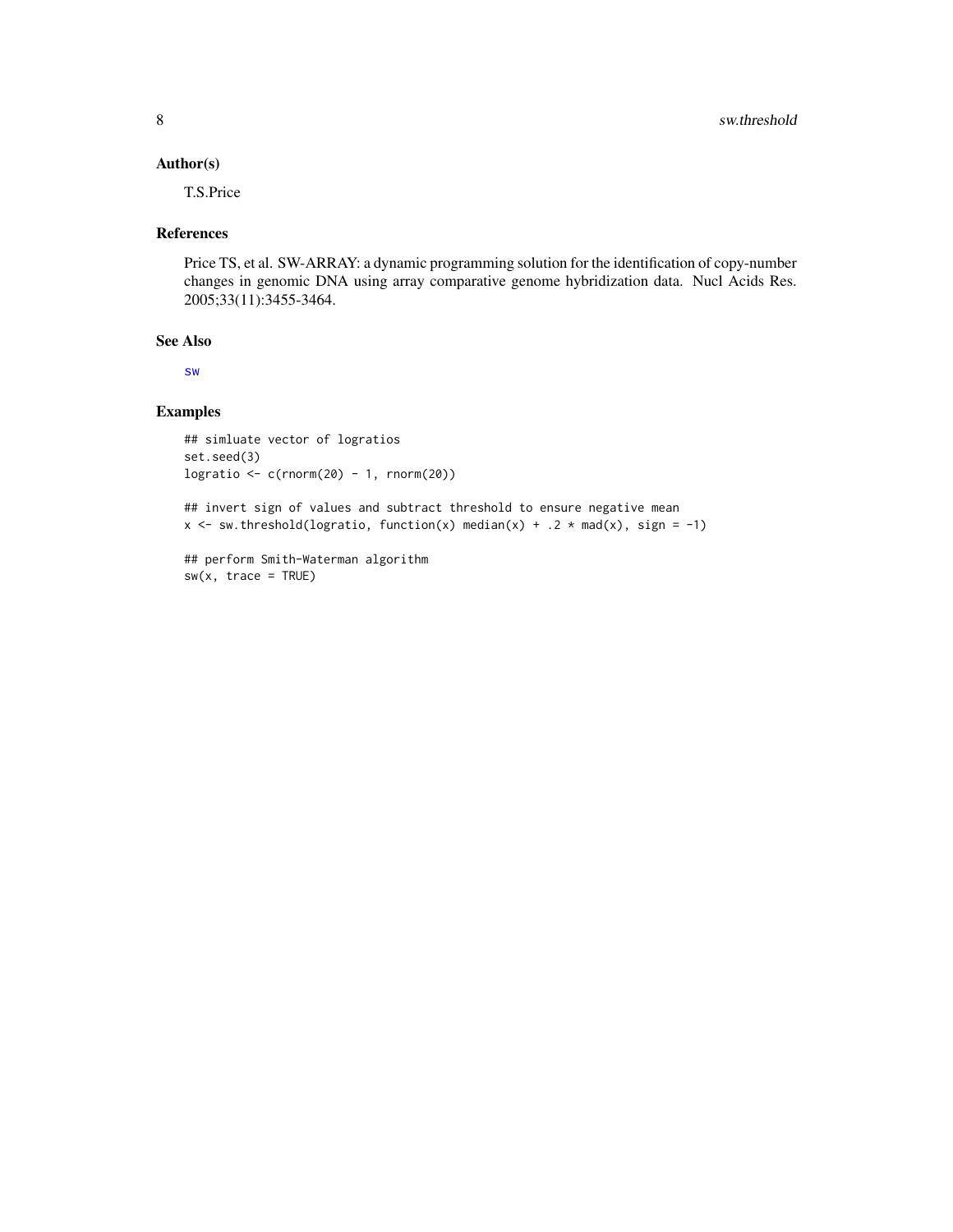### Author(s)

T.S.Price

### References

Price TS, et al. SW-ARRAY: a dynamic programming solution for the identification of copy-number changes in genomic DNA using array comparative genome hybridization data. Nucl Acids Res. 2005;33(11):3455-3464.

### See Also

sw

### Examples

```
## simluate vector of logratios
set.seed(3)
logratio <- c(rnorm(20) - 1, rnorm(20))

## invert sign of values and subtract threshold to ensure negative mean
x <- sw.threshold(logratio, function(x) median(x) + .2 * mad(x), sign = -1)

## perform Smith-Waterman algorithm
sw(x, trace = TRUE)
```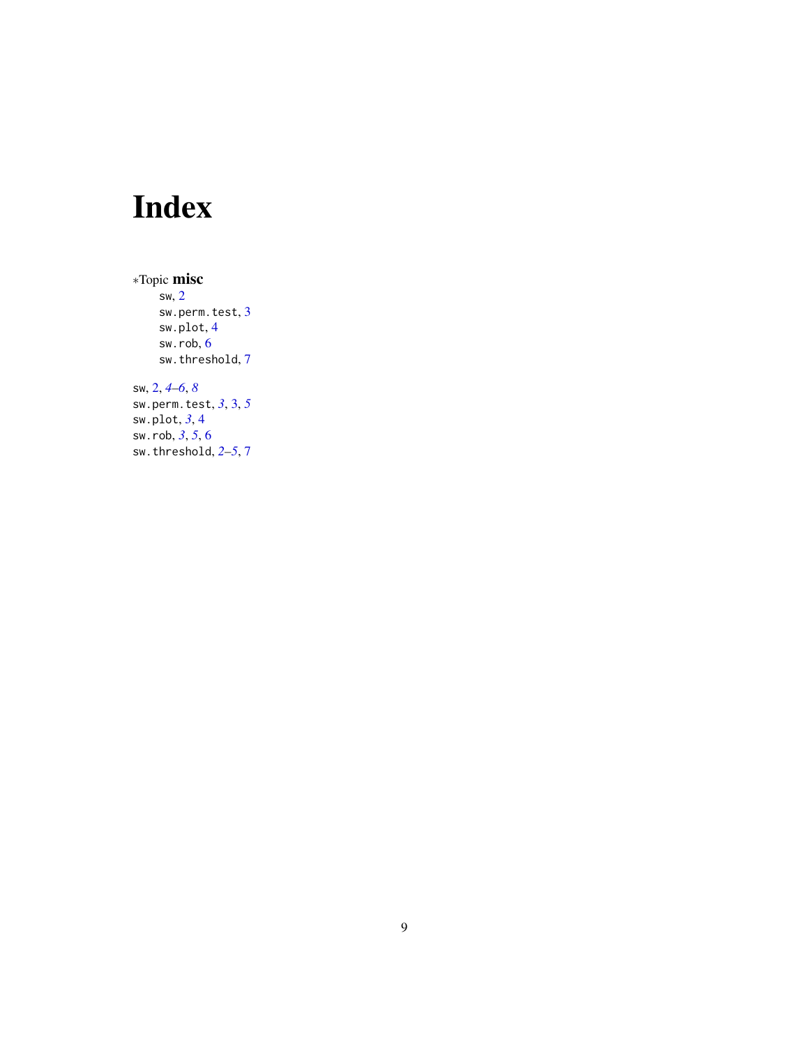# Index

*Topic **misc**

- sw, 2
- sw.perm.test, 3
- sw.plot, 4
- sw.rob, 6
- sw.threshold, 7

sw, 2, *4–6*, *8*
sw.perm.test, *3*, 3, *5*
sw.plot, *3*, 4
sw.rob, *3*, *5*, 6
sw.threshold, *2–5*, 7